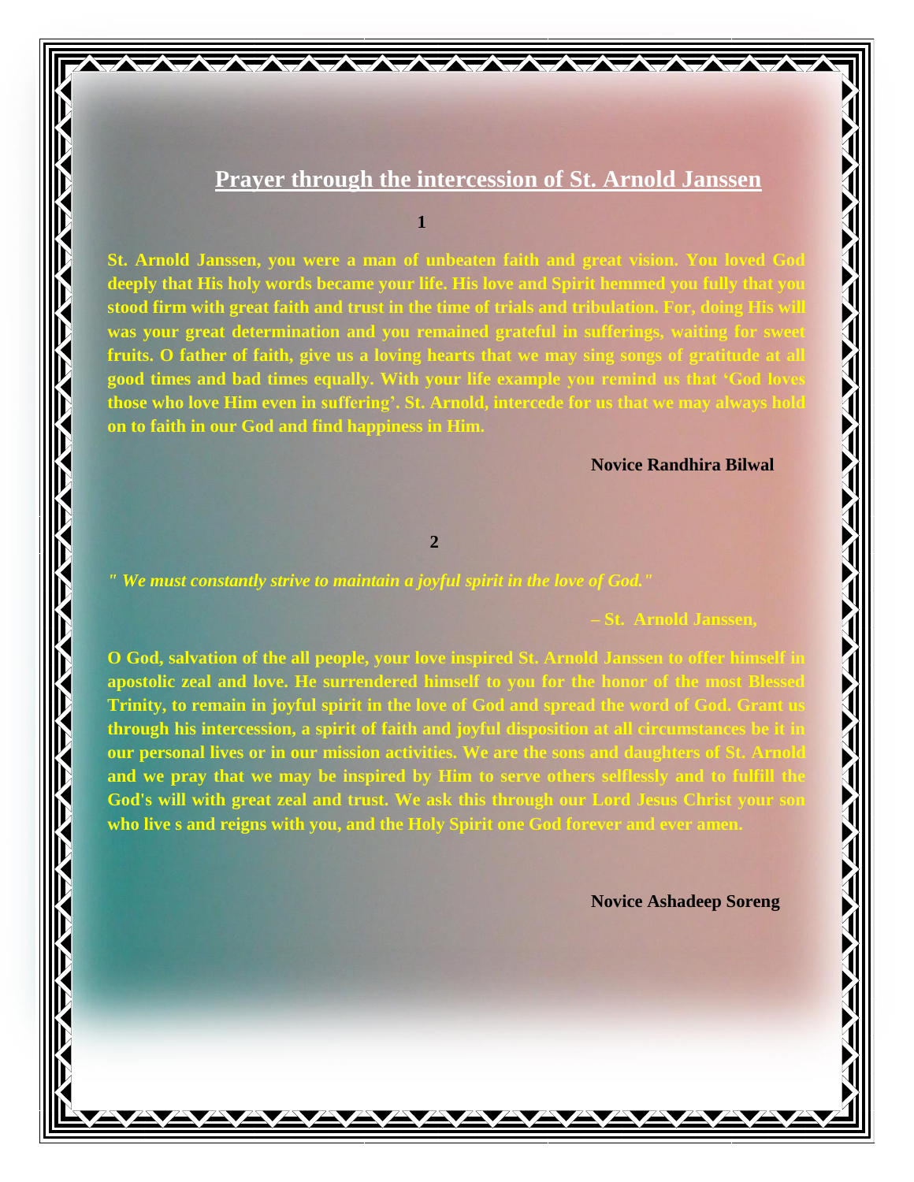## Prayer through the intercession of St. Arnold Janssen

**1**

**St. Arnold Janssen, you were a man of unbeaten faith and great vision. You loved God deeply that His holy words became your life. His love and Spirit hemmed you fully that you stood firm with great faith and trust in the time of trials and tribulation. For, doing His will was your great determination and you remained grateful in sufferings, waiting for sweet fruits. O father of faith, give us a loving hearts that we may sing songs of gratitude at all good times and bad times equally. With your life example you remind us that 'God loves those who love Him even in suffering'. St. Arnold, intercede for us that we may always hold on to faith in our God and find happiness in Him.**

**Novice Randhira Bilwal**

**2**

***" We must constantly strive to maintain a joyful spirit in the love of God."***

**– St. Arnold Janssen,**

**O God, salvation of the all people, your love inspired St. Arnold Janssen to offer himself in apostolic zeal and love. He surrendered himself to you for the honor of the most Blessed Trinity, to remain in joyful spirit in the love of God and spread the word of God. Grant us through his intercession, a spirit of faith and joyful disposition at all circumstances be it in our personal lives or in our mission activities. We are the sons and daughters of St. Arnold and we pray that we may be inspired by Him to serve others selflessly and to fulfill the God's will with great zeal and trust. We ask this through our Lord Jesus Christ your son who live s and reigns with you, and the Holy Spirit one God forever and ever amen.**

**Novice Ashadeep Soreng**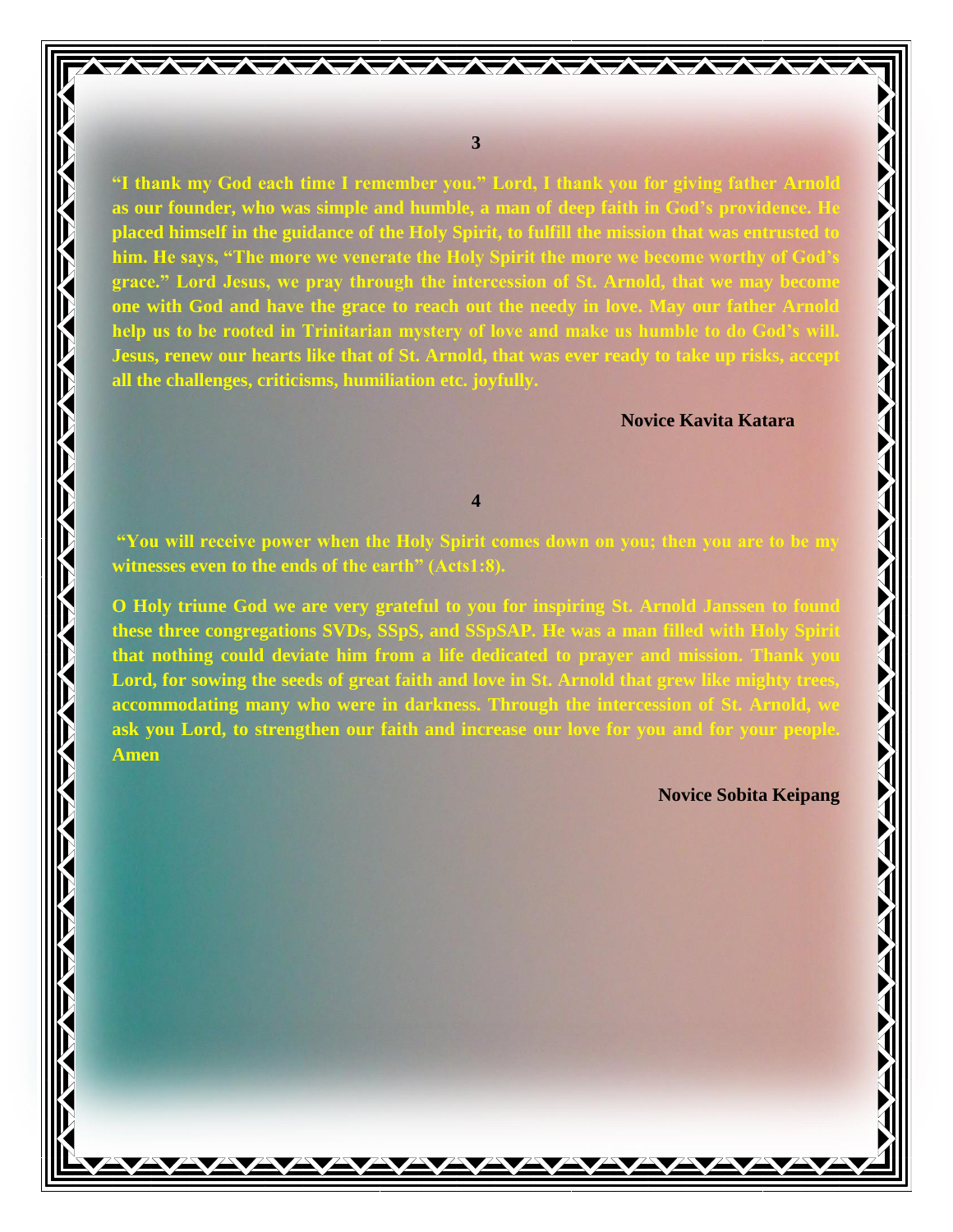**3**

**"I thank my God each time I remember you." Lord, I thank you for giving father Arnold as our founder, who was simple and humble, a man of deep faith in God's providence. He placed himself in the guidance of the Holy Spirit, to fulfill the mission that was entrusted to him. He says, "The more we venerate the Holy Spirit the more we become worthy of God's grace." Lord Jesus, we pray through the intercession of St. Arnold, that we may become one with God and have the grace to reach out the needy in love. May our father Arnold help us to be rooted in Trinitarian mystery of love and make us humble to do God's will. Jesus, renew our hearts like that of St. Arnold, that was ever ready to take up risks, accept all the challenges, criticisms, humiliation etc. joyfully.**

**Novice Kavita Katara**

**4**

**"You will receive power when the Holy Spirit comes down on you; then you are to be my witnesses even to the ends of the earth" (Acts1:8).**

**O Holy triune God we are very grateful to you for inspiring St. Arnold Janssen to found these three congregations SVDs, SSpS, and SSpSAP. He was a man filled with Holy Spirit that nothing could deviate him from a life dedicated to prayer and mission. Thank you Lord, for sowing the seeds of great faith and love in St. Arnold that grew like mighty trees, accommodating many who were in darkness. Through the intercession of St. Arnold, we ask you Lord, to strengthen our faith and increase our love for you and for your people. Amen**

**Novice Sobita Keipang**